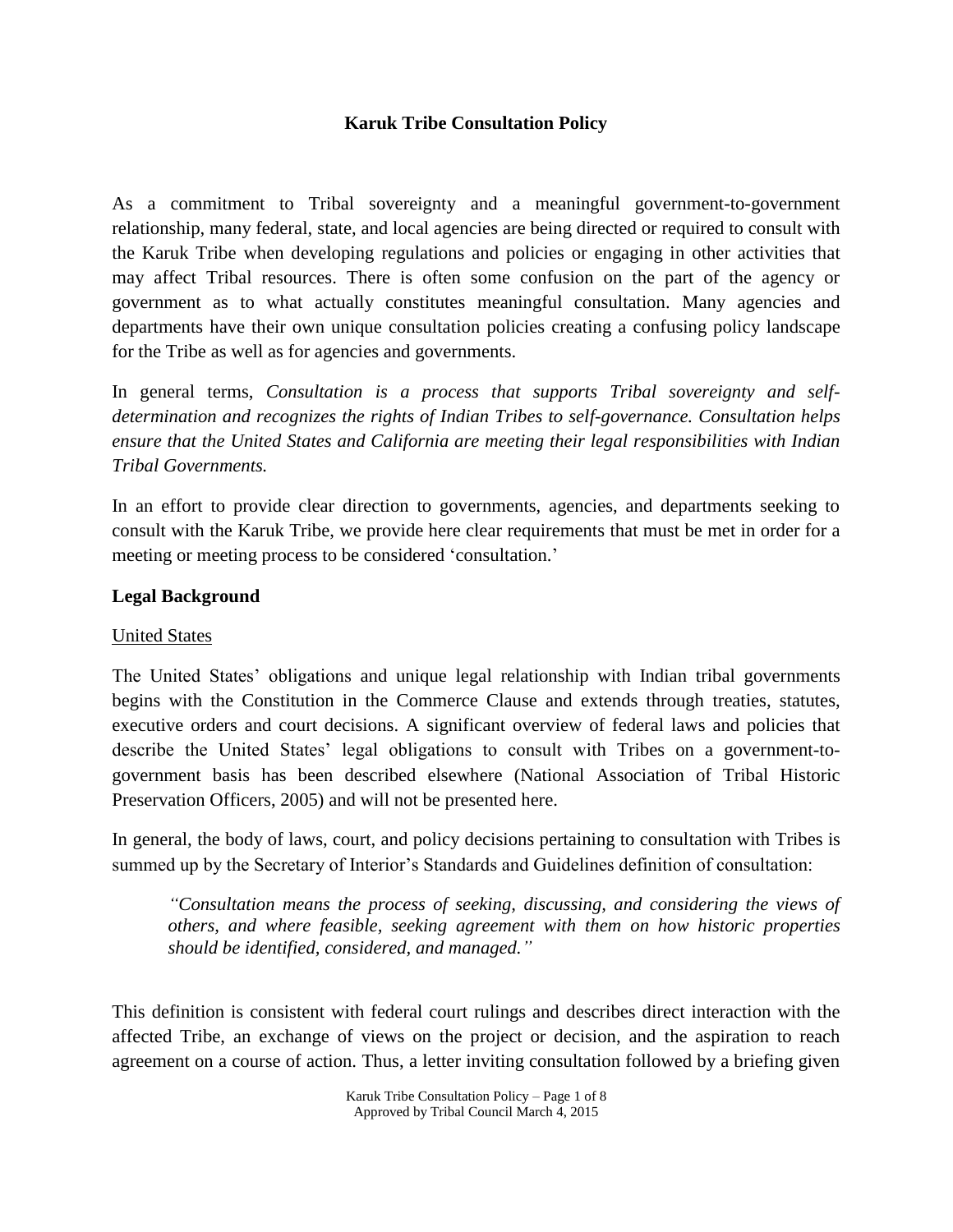# Karuk Tribe Consultation Policy

As a commitment to Tribal sovereignty and a meaningful government-to-government relationship, many federal, state, and local agencies are being directed or required to consult with the Karuk Tribe when developing regulations and policies or engaging in other activities that may affect Tribal resources. There is often some confusion on the part of the agency or government as to what actually constitutes meaningful consultation. Many agencies and departments have their own unique consultation policies creating a confusing policy landscape for the Tribe as well as for agencies and governments.

In general terms, *Consultation is a process that supports Tribal sovereignty and self-determination and recognizes the rights of Indian Tribes to self-governance. Consultation helps ensure that the United States and California are meeting their legal responsibilities with Indian Tribal Governments.*

In an effort to provide clear direction to governments, agencies, and departments seeking to consult with the Karuk Tribe, we provide here clear requirements that must be met in order for a meeting or meeting process to be considered 'consultation.'

## Legal Background

### United States

The United States' obligations and unique legal relationship with Indian tribal governments begins with the Constitution in the Commerce Clause and extends through treaties, statutes, executive orders and court decisions. A significant overview of federal laws and policies that describe the United States' legal obligations to consult with Tribes on a government-to-government basis has been described elsewhere (National Association of Tribal Historic Preservation Officers, 2005) and will not be presented here.

In general, the body of laws, court, and policy decisions pertaining to consultation with Tribes is summed up by the Secretary of Interior's Standards and Guidelines definition of consultation:

> *"Consultation means the process of seeking, discussing, and considering the views of others, and where feasible, seeking agreement with them on how historic properties should be identified, considered, and managed."*

This definition is consistent with federal court rulings and describes direct interaction with the affected Tribe, an exchange of views on the project or decision, and the aspiration to reach agreement on a course of action. Thus, a letter inviting consultation followed by a briefing given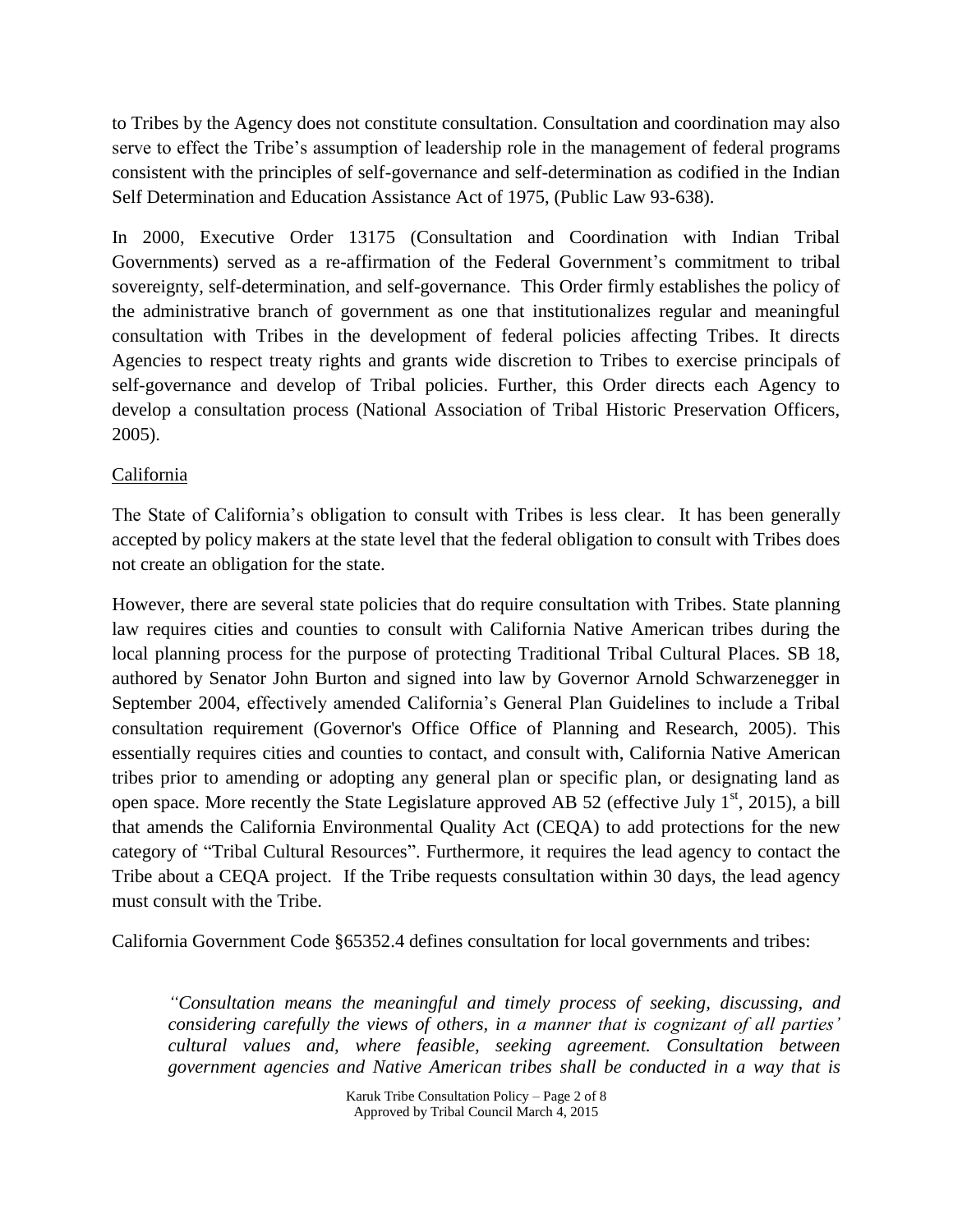to Tribes by the Agency does not constitute consultation. Consultation and coordination may also serve to effect the Tribe's assumption of leadership role in the management of federal programs consistent with the principles of self-governance and self-determination as codified in the Indian Self Determination and Education Assistance Act of 1975, (Public Law 93-638).

In 2000, Executive Order 13175 (Consultation and Coordination with Indian Tribal Governments) served as a re-affirmation of the Federal Government's commitment to tribal sovereignty, self-determination, and self-governance. This Order firmly establishes the policy of the administrative branch of government as one that institutionalizes regular and meaningful consultation with Tribes in the development of federal policies affecting Tribes. It directs Agencies to respect treaty rights and grants wide discretion to Tribes to exercise principals of self-governance and develop of Tribal policies. Further, this Order directs each Agency to develop a consultation process (National Association of Tribal Historic Preservation Officers, 2005).

<u>California</u>

The State of California's obligation to consult with Tribes is less clear. It has been generally accepted by policy makers at the state level that the federal obligation to consult with Tribes does not create an obligation for the state.

However, there are several state policies that do require consultation with Tribes. State planning law requires cities and counties to consult with California Native American tribes during the local planning process for the purpose of protecting Traditional Tribal Cultural Places. SB 18, authored by Senator John Burton and signed into law by Governor Arnold Schwarzenegger in September 2004, effectively amended California's General Plan Guidelines to include a Tribal consultation requirement (Governor's Office Office of Planning and Research, 2005). This essentially requires cities and counties to contact, and consult with, California Native American tribes prior to amending or adopting any general plan or specific plan, or designating land as open space. More recently the State Legislature approved AB 52 (effective July 1st, 2015), a bill that amends the California Environmental Quality Act (CEQA) to add protections for the new category of "Tribal Cultural Resources". Furthermore, it requires the lead agency to contact the Tribe about a CEQA project. If the Tribe requests consultation within 30 days, the lead agency must consult with the Tribe.

California Government Code §65352.4 defines consultation for local governments and tribes:

> *"Consultation means the meaningful and timely process of seeking, discussing, and considering carefully the views of others, in a manner that is cognizant of all parties' cultural values and, where feasible, seeking agreement. Consultation between government agencies and Native American tribes shall be conducted in a way that is*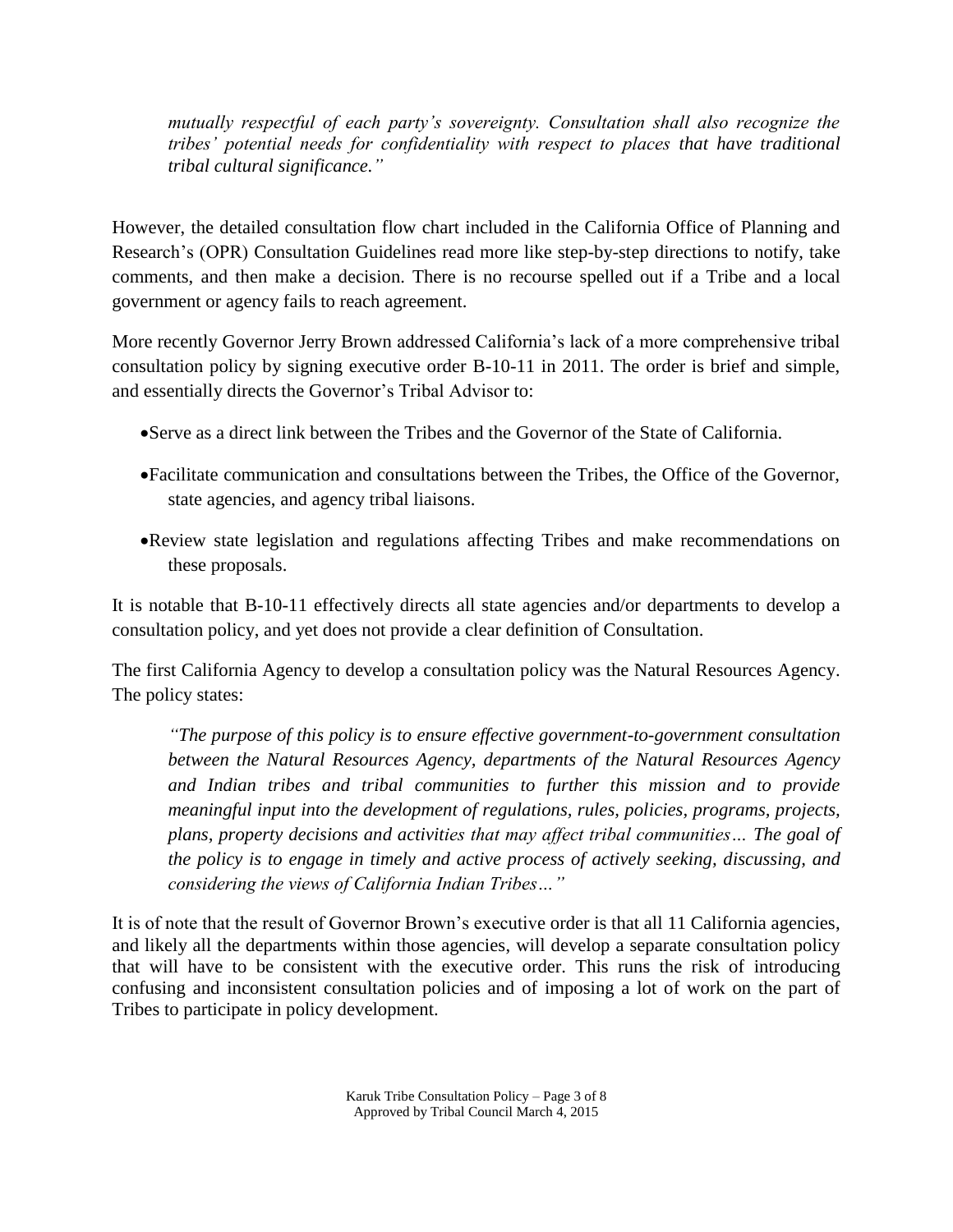*mutually respectful of each party's sovereignty. Consultation shall also recognize the tribes' potential needs for confidentiality with respect to places that have traditional tribal cultural significance."*

However, the detailed consultation flow chart included in the California Office of Planning and Research's (OPR) Consultation Guidelines read more like step-by-step directions to notify, take comments, and then make a decision. There is no recourse spelled out if a Tribe and a local government or agency fails to reach agreement.

More recently Governor Jerry Brown addressed California's lack of a more comprehensive tribal consultation policy by signing executive order B-10-11 in 2011. The order is brief and simple, and essentially directs the Governor's Tribal Advisor to:

- Serve as a direct link between the Tribes and the Governor of the State of California.
- Facilitate communication and consultations between the Tribes, the Office of the Governor, state agencies, and agency tribal liaisons.
- Review state legislation and regulations affecting Tribes and make recommendations on these proposals.

It is notable that B-10-11 effectively directs all state agencies and/or departments to develop a consultation policy, and yet does not provide a clear definition of Consultation.

The first California Agency to develop a consultation policy was the Natural Resources Agency. The policy states:

> *"The purpose of this policy is to ensure effective government-to-government consultation between the Natural Resources Agency, departments of the Natural Resources Agency and Indian tribes and tribal communities to further this mission and to provide meaningful input into the development of regulations, rules, policies, programs, projects, plans, property decisions and activities that may affect tribal communities… The goal of the policy is to engage in timely and active process of actively seeking, discussing, and considering the views of California Indian Tribes…"*

It is of note that the result of Governor Brown's executive order is that all 11 California agencies, and likely all the departments within those agencies, will develop a separate consultation policy that will have to be consistent with the executive order. This runs the risk of introducing confusing and inconsistent consultation policies and of imposing a lot of work on the part of Tribes to participate in policy development.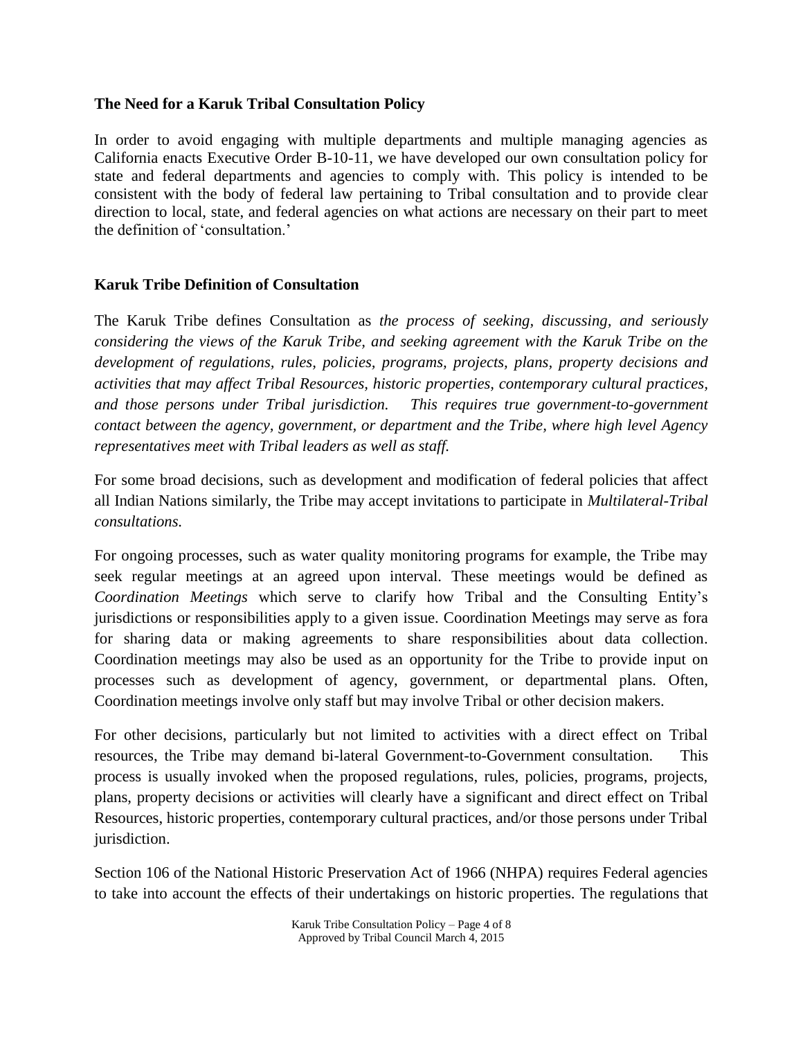**The Need for a Karuk Tribal Consultation Policy**

In order to avoid engaging with multiple departments and multiple managing agencies as California enacts Executive Order B-10-11, we have developed our own consultation policy for state and federal departments and agencies to comply with. This policy is intended to be consistent with the body of federal law pertaining to Tribal consultation and to provide clear direction to local, state, and federal agencies on what actions are necessary on their part to meet the definition of 'consultation.'

**Karuk Tribe Definition of Consultation**

The Karuk Tribe defines Consultation as *the process of seeking, discussing, and seriously considering the views of the Karuk Tribe, and seeking agreement with the Karuk Tribe on the development of regulations, rules, policies, programs, projects, plans, property decisions and activities that may affect Tribal Resources, historic properties, contemporary cultural practices, and those persons under Tribal jurisdiction. This requires true government-to-government contact between the agency, government, or department and the Tribe, where high level Agency representatives meet with Tribal leaders as well as staff.*

For some broad decisions, such as development and modification of federal policies that affect all Indian Nations similarly, the Tribe may accept invitations to participate in *Multilateral-Tribal consultations.*

For ongoing processes, such as water quality monitoring programs for example, the Tribe may seek regular meetings at an agreed upon interval. These meetings would be defined as *Coordination Meetings* which serve to clarify how Tribal and the Consulting Entity's jurisdictions or responsibilities apply to a given issue. Coordination Meetings may serve as fora for sharing data or making agreements to share responsibilities about data collection. Coordination meetings may also be used as an opportunity for the Tribe to provide input on processes such as development of agency, government, or departmental plans. Often, Coordination meetings involve only staff but may involve Tribal or other decision makers.

For other decisions, particularly but not limited to activities with a direct effect on Tribal resources, the Tribe may demand bi-lateral Government-to-Government consultation. This process is usually invoked when the proposed regulations, rules, policies, programs, projects, plans, property decisions or activities will clearly have a significant and direct effect on Tribal Resources, historic properties, contemporary cultural practices, and/or those persons under Tribal jurisdiction.

Section 106 of the National Historic Preservation Act of 1966 (NHPA) requires Federal agencies to take into account the effects of their undertakings on historic properties. The regulations that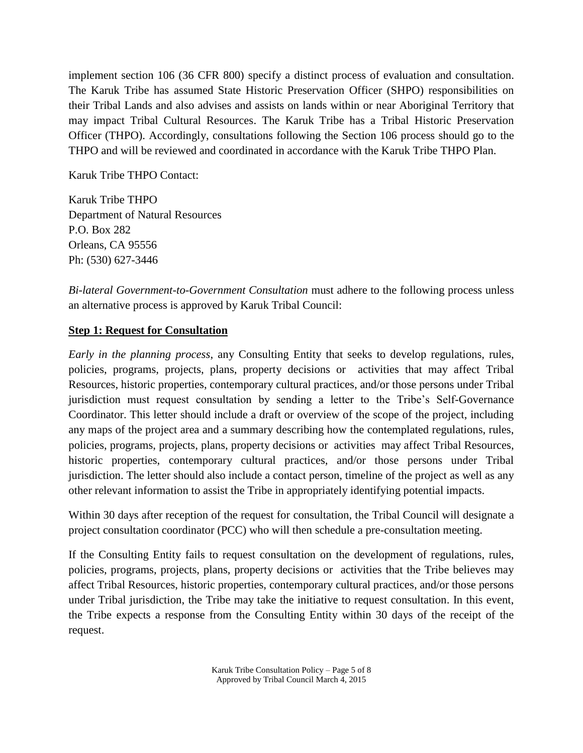implement section 106 (36 CFR 800) specify a distinct process of evaluation and consultation. The Karuk Tribe has assumed State Historic Preservation Officer (SHPO) responsibilities on their Tribal Lands and also advises and assists on lands within or near Aboriginal Territory that may impact Tribal Cultural Resources. The Karuk Tribe has a Tribal Historic Preservation Officer (THPO). Accordingly, consultations following the Section 106 process should go to the THPO and will be reviewed and coordinated in accordance with the Karuk Tribe THPO Plan.

Karuk Tribe THPO Contact:

Karuk Tribe THPO
Department of Natural Resources
P.O. Box 282
Orleans, CA 95556
Ph: (530) 627-3446

*Bi-lateral Government-to-Government Consultation* must adhere to the following process unless an alternative process is approved by Karuk Tribal Council:

## **Step 1: Request for Consultation**

*Early in the planning process*, any Consulting Entity that seeks to develop regulations, rules, policies, programs, projects, plans, property decisions or activities that may affect Tribal Resources, historic properties, contemporary cultural practices, and/or those persons under Tribal jurisdiction must request consultation by sending a letter to the Tribe's Self-Governance Coordinator. This letter should include a draft or overview of the scope of the project, including any maps of the project area and a summary describing how the contemplated regulations, rules, policies, programs, projects, plans, property decisions or activities may affect Tribal Resources, historic properties, contemporary cultural practices, and/or those persons under Tribal jurisdiction. The letter should also include a contact person, timeline of the project as well as any other relevant information to assist the Tribe in appropriately identifying potential impacts.

Within 30 days after reception of the request for consultation, the Tribal Council will designate a project consultation coordinator (PCC) who will then schedule a pre-consultation meeting.

If the Consulting Entity fails to request consultation on the development of regulations, rules, policies, programs, projects, plans, property decisions or activities that the Tribe believes may affect Tribal Resources, historic properties, contemporary cultural practices, and/or those persons under Tribal jurisdiction, the Tribe may take the initiative to request consultation. In this event, the Tribe expects a response from the Consulting Entity within 30 days of the receipt of the request.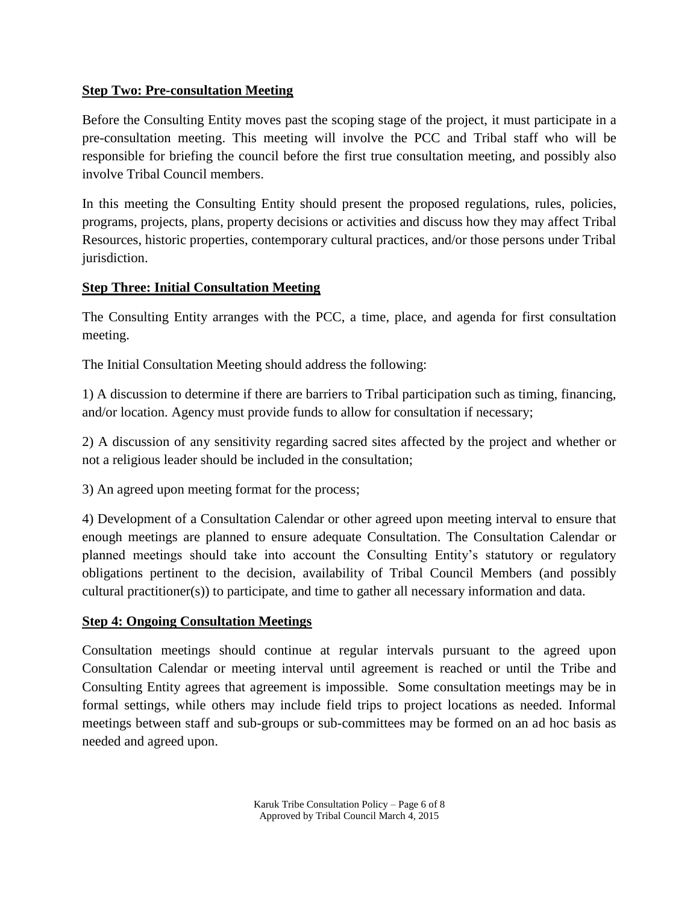**Step Two: Pre-consultation Meeting**

Before the Consulting Entity moves past the scoping stage of the project, it must participate in a pre-consultation meeting. This meeting will involve the PCC and Tribal staff who will be responsible for briefing the council before the first true consultation meeting, and possibly also involve Tribal Council members.

In this meeting the Consulting Entity should present the proposed regulations, rules, policies, programs, projects, plans, property decisions or activities and discuss how they may affect Tribal Resources, historic properties, contemporary cultural practices, and/or those persons under Tribal jurisdiction.

**Step Three: Initial Consultation Meeting**

The Consulting Entity arranges with the PCC, a time, place, and agenda for first consultation meeting.

The Initial Consultation Meeting should address the following:

1) A discussion to determine if there are barriers to Tribal participation such as timing, financing, and/or location. Agency must provide funds to allow for consultation if necessary;

2) A discussion of any sensitivity regarding sacred sites affected by the project and whether or not a religious leader should be included in the consultation;

3) An agreed upon meeting format for the process;

4) Development of a Consultation Calendar or other agreed upon meeting interval to ensure that enough meetings are planned to ensure adequate Consultation. The Consultation Calendar or planned meetings should take into account the Consulting Entity's statutory or regulatory obligations pertinent to the decision, availability of Tribal Council Members (and possibly cultural practitioner(s)) to participate, and time to gather all necessary information and data.

**Step 4: Ongoing Consultation Meetings**

Consultation meetings should continue at regular intervals pursuant to the agreed upon Consultation Calendar or meeting interval until agreement is reached or until the Tribe and Consulting Entity agrees that agreement is impossible. Some consultation meetings may be in formal settings, while others may include field trips to project locations as needed. Informal meetings between staff and sub-groups or sub-committees may be formed on an ad hoc basis as needed and agreed upon.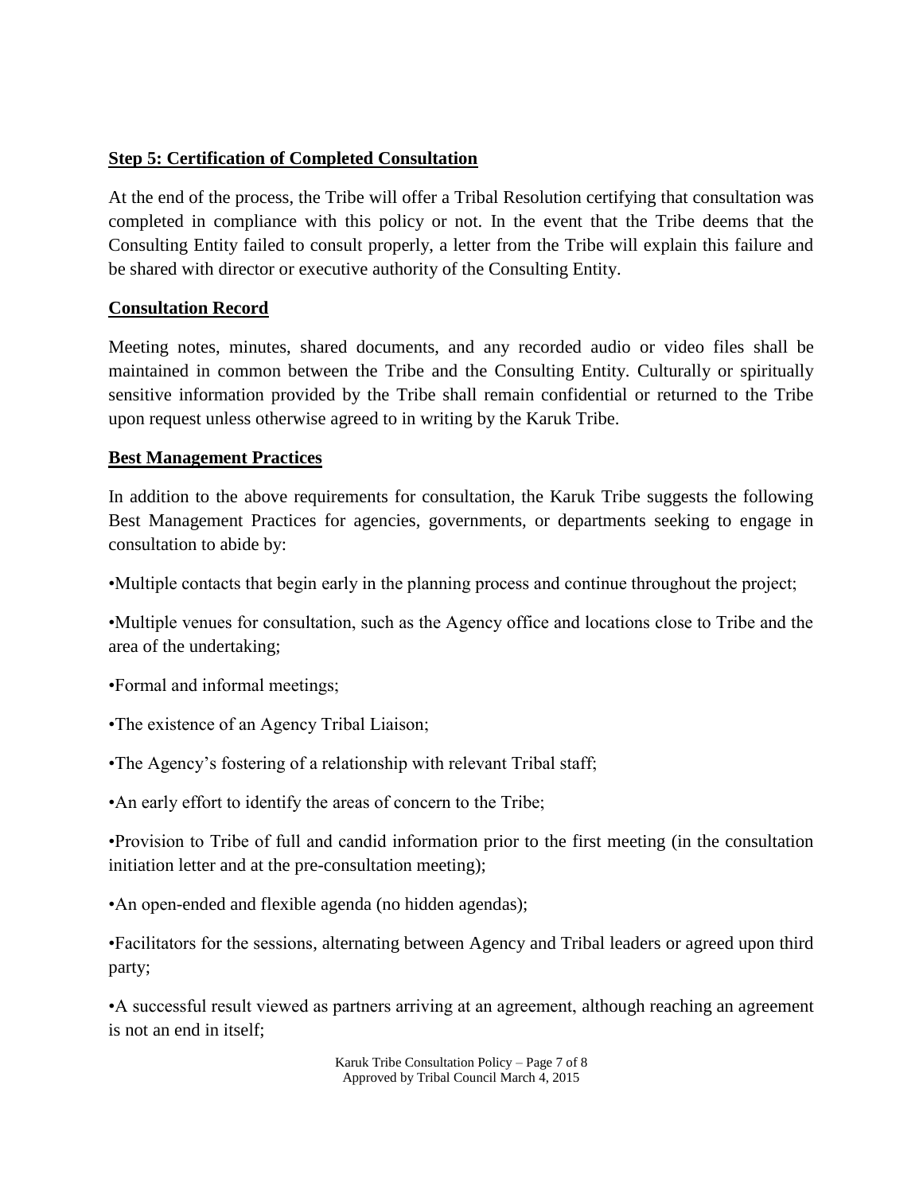**Step 5: Certification of Completed Consultation**

At the end of the process, the Tribe will offer a Tribal Resolution certifying that consultation was completed in compliance with this policy or not. In the event that the Tribe deems that the Consulting Entity failed to consult properly, a letter from the Tribe will explain this failure and be shared with director or executive authority of the Consulting Entity.

**Consultation Record**

Meeting notes, minutes, shared documents, and any recorded audio or video files shall be maintained in common between the Tribe and the Consulting Entity. Culturally or spiritually sensitive information provided by the Tribe shall remain confidential or returned to the Tribe upon request unless otherwise agreed to in writing by the Karuk Tribe.

**Best Management Practices**

In addition to the above requirements for consultation, the Karuk Tribe suggests the following Best Management Practices for agencies, governments, or departments seeking to engage in consultation to abide by:

- Multiple contacts that begin early in the planning process and continue throughout the project;
- Multiple venues for consultation, such as the Agency office and locations close to Tribe and the area of the undertaking;
- Formal and informal meetings;
- The existence of an Agency Tribal Liaison;
- The Agency's fostering of a relationship with relevant Tribal staff;
- An early effort to identify the areas of concern to the Tribe;
- Provision to Tribe of full and candid information prior to the first meeting (in the consultation initiation letter and at the pre-consultation meeting);
- An open-ended and flexible agenda (no hidden agendas);
- Facilitators for the sessions, alternating between Agency and Tribal leaders or agreed upon third party;
- A successful result viewed as partners arriving at an agreement, although reaching an agreement is not an end in itself;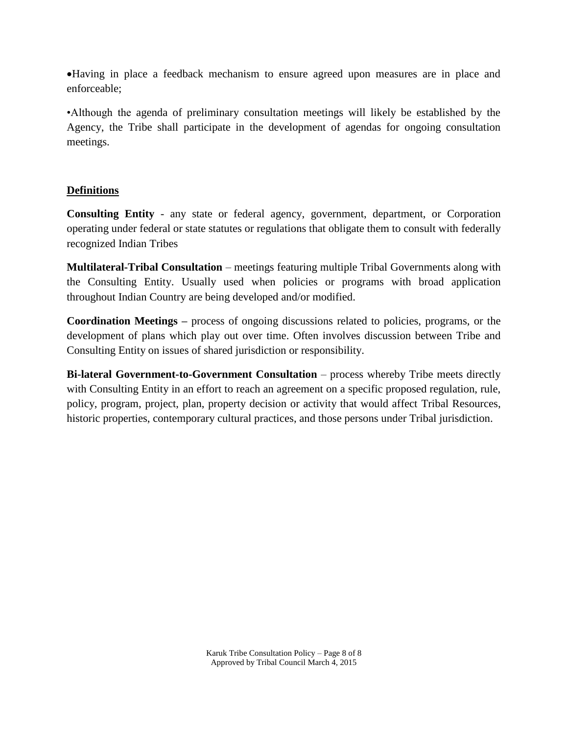- Having in place a feedback mechanism to ensure agreed upon measures are in place and enforceable;

- Although the agenda of preliminary consultation meetings will likely be established by the Agency, the Tribe shall participate in the development of agendas for ongoing consultation meetings.

## Definitions

**Consulting Entity** - any state or federal agency, government, department, or Corporation operating under federal or state statutes or regulations that obligate them to consult with federally recognized Indian Tribes

**Multilateral-Tribal Consultation** – meetings featuring multiple Tribal Governments along with the Consulting Entity. Usually used when policies or programs with broad application throughout Indian Country are being developed and/or modified.

**Coordination Meetings –** process of ongoing discussions related to policies, programs, or the development of plans which play out over time. Often involves discussion between Tribe and Consulting Entity on issues of shared jurisdiction or responsibility.

**Bi-lateral Government-to-Government Consultation** – process whereby Tribe meets directly with Consulting Entity in an effort to reach an agreement on a specific proposed regulation, rule, policy, program, project, plan, property decision or activity that would affect Tribal Resources, historic properties, contemporary cultural practices, and those persons under Tribal jurisdiction.